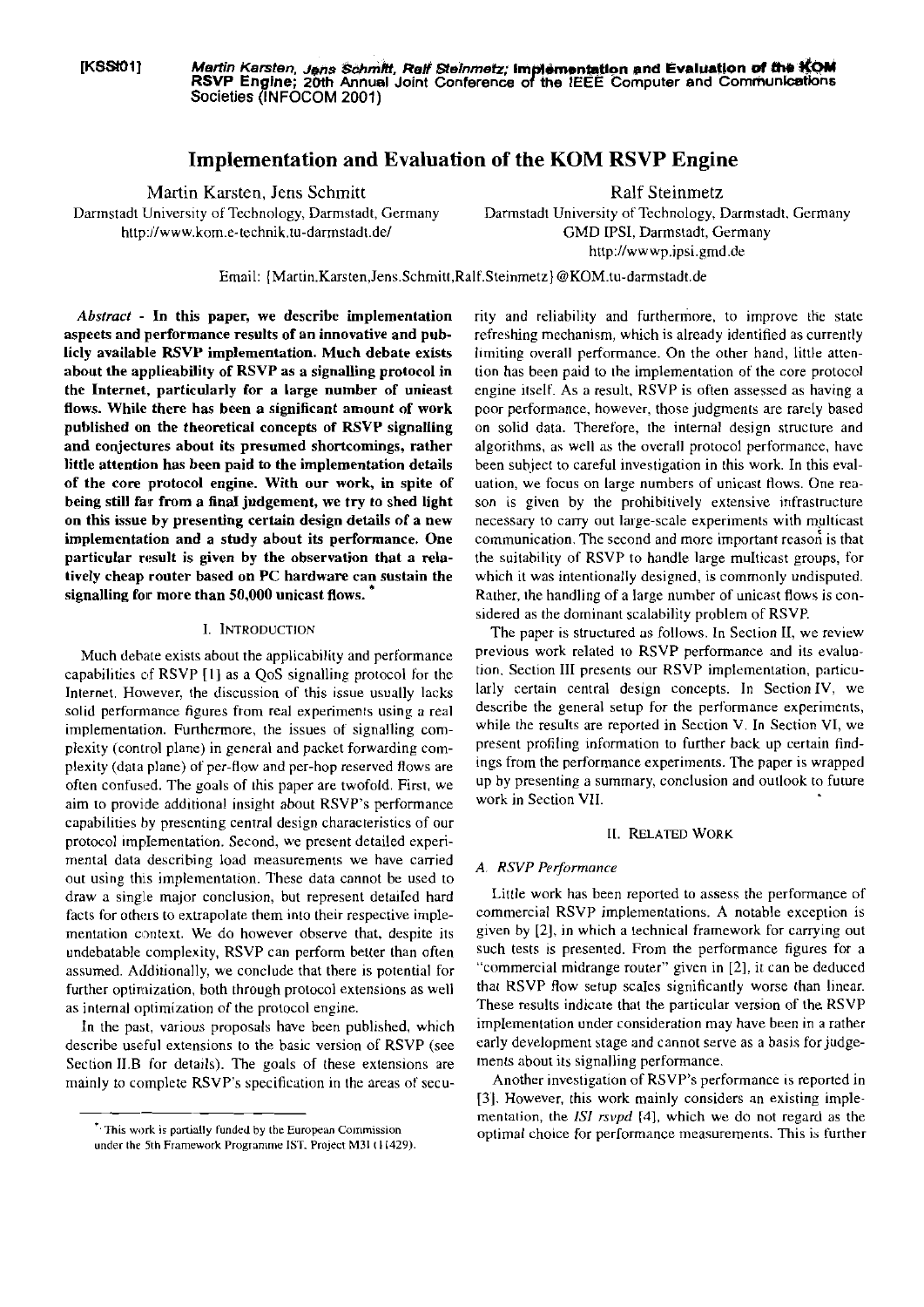[KSS01] *Martin Karsten, Jens Schmitt, Ralf Steinmetz;* **Implementation and Evaluation of the KOM RSVP Engine; 20th Annual Joint Conference of the IEEE Computer and Communications Societies (INFOCOM 2001)**

# Implementation and Evaluation of the KOM RSVP Engine

Martin Karsten, Jens Schmitt
Darmstadt University of Technology, Darmstadt, Germany
http://www.kom.e-technik.tu-darmstadt.de/

Ralf Steinmetz
Darmstadt University of Technology, Darmstadt, Germany
GMD IPSI, Darmstadt, Germany
http://wwwp.ipsi.gmd.de

Email: {Martin.Karsten,Jens.Schmitt,Ralf.Steinmetz}@KOM.tu-darmstadt.de

*Abstract* - **In this paper, we describe implementation aspects and performance results of an innovative and publicly available RSVP implementation. Much debate exists about the applicability of RSVP as a signalling protocol in the Internet, particularly for a large number of unicast flows. While there has been a significant amount of work published on the theoretical concepts of RSVP signalling and conjectures about its presumed shortcomings, rather little attention has been paid to the implementation details of the core protocol engine. With our work, in spite of being still far from a final judgement, we try to shed light on this issue by presenting certain design details of a new implementation and a study about its performance. One particular result is given by the observation that a relatively cheap router based on PC hardware can sustain the signalling for more than 50,000 unicast flows.** *

## I. Introduction

Much debate exists about the applicability and performance capabilities of RSVP [1] as a QoS signalling protocol for the Internet. However, the discussion of this issue usually lacks solid performance figures from real experiments using a real implementation. Furthermore, the issues of signalling complexity (control plane) in general and packet forwarding complexity (data plane) of per-flow and per-hop reserved flows are often confused. The goals of this paper are twofold. First, we aim to provide additional insight about RSVP's performance capabilities by presenting central design characteristics of our protocol implementation. Second, we present detailed experimental data describing load measurements we have carried out using this implementation. These data cannot be used to draw a single major conclusion, but represent detailed hard facts for others to extrapolate them into their respective implementation context. We do however observe that, despite its undebatable complexity, RSVP can perform better than often assumed. Additionally, we conclude that there is potential for further optimization, both through protocol extensions as well as internal optimization of the protocol engine.

In the past, various proposals have been published, which describe useful extensions to the basic version of RSVP (see Section II.B for details). The goals of these extensions are mainly to complete RSVP's specification in the areas of security and reliability and furthermore, to improve the state refreshing mechanism, which is already identified as currently limiting overall performance. On the other hand, little attention has been paid to the implementation of the core protocol engine itself. As a result, RSVP is often assessed as having a poor performance, however, those judgments are rarely based on solid data. Therefore, the internal design structure and algorithms, as well as the overall protocol performance, have been subject to careful investigation in this work. In this evaluation, we focus on large numbers of unicast flows. One reason is given by the prohibitively extensive infrastructure necessary to carry out large-scale experiments with multicast communication. The second and more important reason is that the suitability of RSVP to handle large multicast groups, for which it was intentionally designed, is commonly undisputed. Rather, the handling of a large number of unicast flows is considered as the dominant scalability problem of RSVP.

The paper is structured as follows. In Section II, we review previous work related to RSVP performance and its evaluation. Section III presents our RSVP implementation, particularly certain central design concepts. In Section IV, we describe the general setup for the performance experiments, while the results are reported in Section V. In Section VI, we present profiling information to further back up certain findings from the performance experiments. The paper is wrapped up by presenting a summary, conclusion and outlook to future work in Section VII.

## II. Related Work

### A. RSVP Performance

Little work has been reported to assess the performance of commercial RSVP implementations. A notable exception is given by [2], in which a technical framework for carrying out such tests is presented. From the performance figures for a "commercial midrange router" given in [2], it can be deduced that RSVP flow setup scales significantly worse than linear. These results indicate that the particular version of the RSVP implementation under consideration may have been in a rather early development stage and cannot serve as a basis for judgements about its signalling performance.

Another investigation of RSVP's performance is reported in [3]. However, this work mainly considers an existing implementation, the *ISI rsvpd* [4], which we do not regard as the optimal choice for performance measurements. This is further

* This work is partially funded by the European Commission under the 5th Framework Programme IST, Project M3I (11429).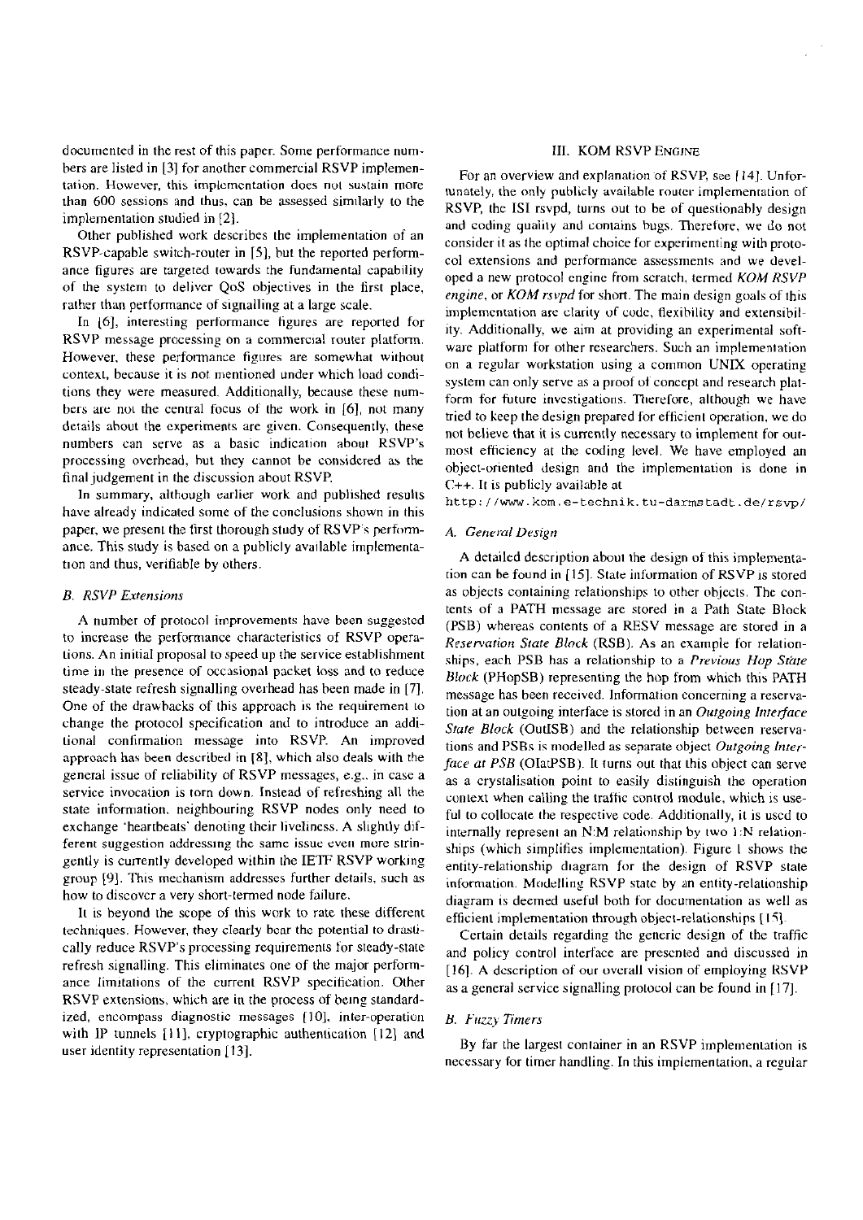documented in the rest of this paper. Some performance numbers are listed in [3] for another commercial RSVP implementation. However, this implementation does not sustain more than 600 sessions and thus, can be assessed similarly to the implementation studied in [2].

Other published work describes the implementation of an RSVP-capable switch-router in [5], but the reported performance figures are targeted towards the fundamental capability of the system to deliver QoS objectives in the first place, rather than performance of signalling at a large scale.

In [6], interesting performance figures are reported for RSVP message processing on a commercial router platform. However, these performance figures are somewhat without context, because it is not mentioned under which load conditions they were measured. Additionally, because these numbers are not the central focus of the work in [6], not many details about the experiments are given. Consequently, these numbers can serve as a basic indication about RSVP's processing overhead, but they cannot be considered as the final judgement in the discussion about RSVP.

In summary, although earlier work and published results have already indicated some of the conclusions shown in this paper, we present the first thorough study of RSVP's performance. This study is based on a publicly available implementation and thus, verifiable by others.

### *B. RSVP Extensions*

A number of protocol improvements have been suggested to increase the performance characteristics of RSVP operations. An initial proposal to speed up the service establishment time in the presence of occasional packet loss and to reduce steady-state refresh signalling overhead has been made in [7]. One of the drawbacks of this approach is the requirement to change the protocol specification and to introduce an additional confirmation message into RSVP. An improved approach has been described in [8], which also deals with the general issue of reliability of RSVP messages, e.g., in case a service invocation is torn down. Instead of refreshing all the state information, neighbouring RSVP nodes only need to exchange 'heartbeats' denoting their liveliness. A slightly different suggestion addressing the same issue even more stringently is currently developed within the IETF RSVP working group [9]. This mechanism addresses further details, such as how to discover a very short-termed node failure.

It is beyond the scope of this work to rate these different techniques. However, they clearly bear the potential to drastically reduce RSVP's processing requirements for steady-state refresh signalling. This eliminates one of the major performance limitations of the current RSVP specification. Other RSVP extensions, which are in the process of being standardized, encompass diagnostic messages [10], inter-operation with IP tunnels [11], cryptographic authentication [12] and user identity representation [13].

## III. KOM RSVP ENGINE

For an overview and explanation of RSVP, see [14]. Unfortunately, the only publicly available router implementation of RSVP, the ISI rsvpd, turns out to be of questionably design and coding quality and contains bugs. Therefore, we do not consider it as the optimal choice for experimenting with protocol extensions and performance assessments and we developed a new protocol engine from scratch, termed *KOM RSVP engine*, or *KOM rsvpd* for short. The main design goals of this implementation are clarity of code, flexibility and extensibility. Additionally, we aim at providing an experimental software platform for other researchers. Such an implementation on a regular workstation using a common UNIX operating system can only serve as a proof of concept and research platform for future investigations. Therefore, although we have tried to keep the design prepared for efficient operation, we do not believe that it is currently necessary to implement for outmost efficiency at the coding level. We have employed an object-oriented design and the implementation is done in C++. It is publicly available at

`http://www.kom.e-technik.tu-darmstadt.de/rsvp/`

### *A. General Design*

A detailed description about the design of this implementation can be found in [15]. State information of RSVP is stored as objects containing relationships to other objects. The contents of a PATH message are stored in a Path State Block (PSB) whereas contents of a RESV message are stored in a *Reservation State Block* (RSB). As an example for relationships, each PSB has a relationship to a *Previous Hop State Block* (PHopSB) representing the hop from which this PATH message has been received. Information concerning a reservation at an outgoing interface is stored in an *Outgoing Interface State Block* (OutISB) and the relationship between reservations and PSBs is modelled as separate object *Outgoing Interface at PSB* (OIatPSB). It turns out that this object can serve as a crystalisation point to easily distinguish the operation context when calling the traffic control module, which is useful to collocate the respective code. Additionally, it is used to internally represent an N:M relationship by two 1:N relationships (which simplifies implementation). Figure 1 shows the entity-relationship diagram for the design of RSVP state information. Modelling RSVP state by an entity-relationship diagram is deemed useful both for documentation as well as efficient implementation through object-relationships [15].

Certain details regarding the generic design of the traffic and policy control interface are presented and discussed in [16]. A description of our overall vision of employing RSVP as a general service signalling protocol can be found in [17].

### *B. Fuzzy Timers*

By far the largest container in an RSVP implementation is necessary for timer handling. In this implementation, a regular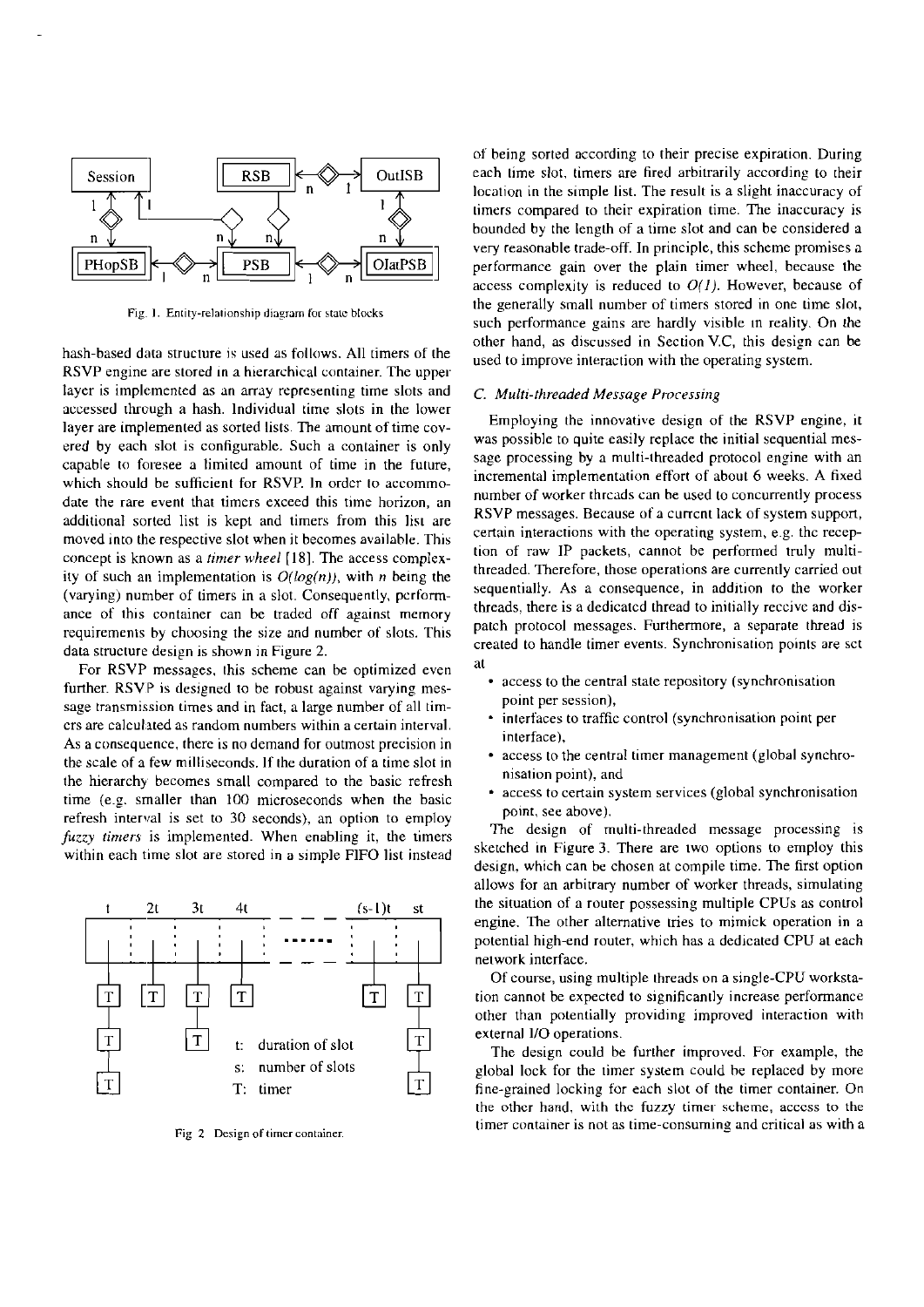Fig. 1. Entity-relationship diagram for state blocks

hash-based data structure is used as follows. All timers of the RSVP engine are stored in a hierarchical container. The upper layer is implemented as an array representing time slots and accessed through a hash. Individual time slots in the lower layer are implemented as sorted lists. The amount of time covered by each slot is configurable. Such a container is only capable to foresee a limited amount of time in the future, which should be sufficient for RSVP. In order to accommodate the rare event that timers exceed this time horizon, an additional sorted list is kept and timers from this list are moved into the respective slot when it becomes available. This concept is known as a *timer wheel* [18]. The access complexity of such an implementation is $O(log(n))$, with $n$ being the (varying) number of timers in a slot. Consequently, performance of this container can be traded off against memory requirements by choosing the size and number of slots. This data structure design is shown in Figure 2.

For RSVP messages, this scheme can be optimized even further. RSVP is designed to be robust against varying message transmission times and in fact, a large number of all timers are calculated as random numbers within a certain interval. As a consequence, there is no demand for outmost precision in the scale of a few milliseconds. If the duration of a time slot in the hierarchy becomes small compared to the basic refresh time (e.g. smaller than 100 microseconds when the basic refresh interval is set to 30 seconds), an option to employ *fuzzy timers* is implemented. When enabling it, the timers within each time slot are stored in a simple FIFO list instead

Fig 2 Design of timer container.

of being sorted according to their precise expiration. During each time slot, timers are fired arbitrarily according to their location in the simple list. The result is a slight inaccuracy of timers compared to their expiration time. The inaccuracy is bounded by the length of a time slot and can be considered a very reasonable trade-off. In principle, this scheme promises a performance gain over the plain timer wheel, because the access complexity is reduced to $O(1)$. However, because of the generally small number of timers stored in one time slot, such performance gains are hardly visible in reality. On the other hand, as discussed in Section V.C, this design can be used to improve interaction with the operating system.

### C. Multi-threaded Message Processing

Employing the innovative design of the RSVP engine, it was possible to quite easily replace the initial sequential message processing by a multi-threaded protocol engine with an incremental implementation effort of about 6 weeks. A fixed number of worker threads can be used to concurrently process RSVP messages. Because of a current lack of system support, certain interactions with the operating system, e.g. the reception of raw IP packets, cannot be performed truly multi-threaded. Therefore, those operations are currently carried out sequentially. As a consequence, in addition to the worker threads, there is a dedicated thread to initially receive and dispatch protocol messages. Furthermore, a separate thread is created to handle timer events. Synchronisation points are set at

- access to the central state repository (synchronisation point per session),
- interfaces to traffic control (synchronisation point per interface),
- access to the central timer management (global synchronisation point), and
- access to certain system services (global synchronisation point, see above).

The design of multi-threaded message processing is sketched in Figure 3. There are two options to employ this design, which can be chosen at compile time. The first option allows for an arbitrary number of worker threads, simulating the situation of a router possessing multiple CPUs as control engine. The other alternative tries to mimick operation in a potential high-end router, which has a dedicated CPU at each network interface.

Of course, using multiple threads on a single-CPU workstation cannot be expected to significantly increase performance other than potentially providing improved interaction with external I/O operations.

The design could be further improved. For example, the global lock for the timer system could be replaced by more fine-grained locking for each slot of the timer container. On the other hand, with the fuzzy timer scheme, access to the timer container is not as time-consuming and critical as with a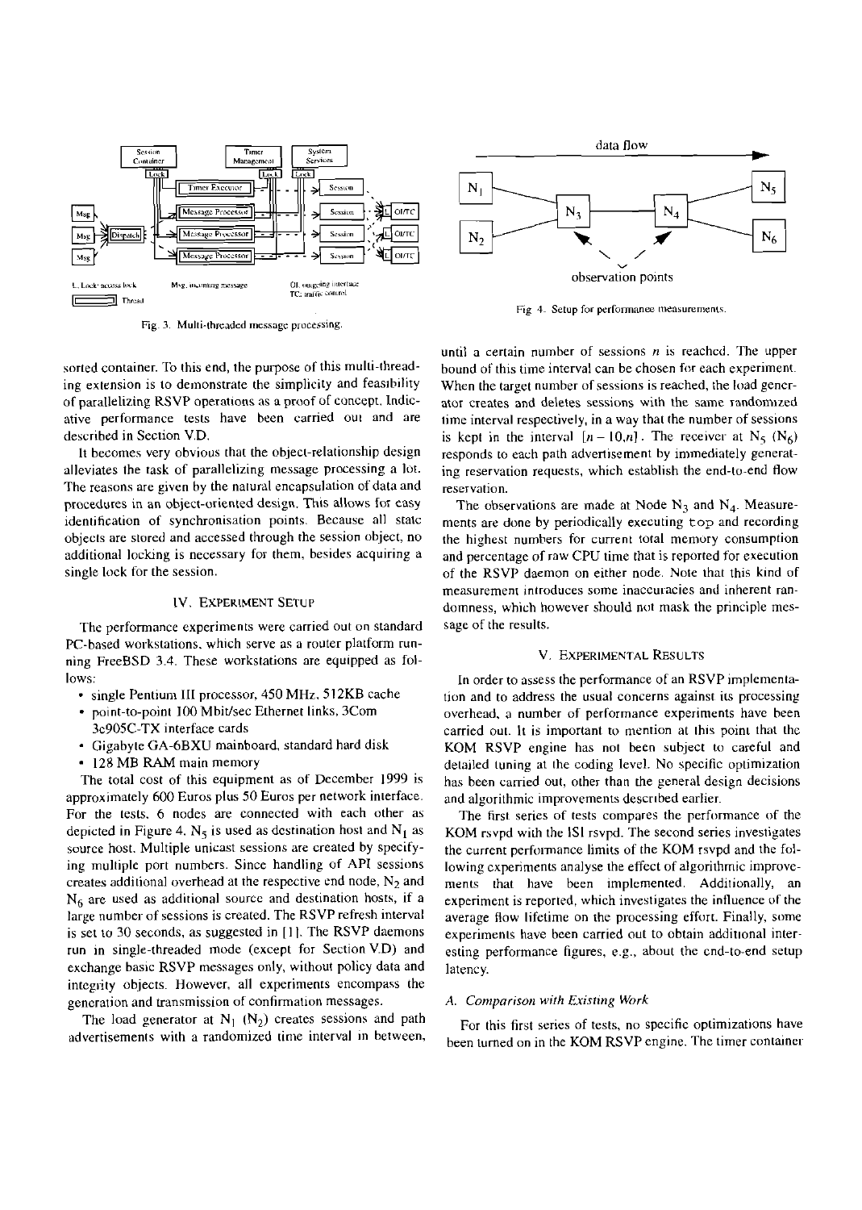Session Container

Timer Management

System Services

Lock

Lock

Lock

Timer Executor

Session

Msg

Message Processor

Session

OI/TC

Msg

Dispatch

Message Processor

Session

OI/TC

Msg

Message Processor

Session

OI/TC

L: Lock-access lock

Msg: incoming message

OI: outgoing interface
TC: traffic control

Thread

Fig. 3. Multi-threaded message processing.

data flow

$N_1$

$N_2$

$N_3$

$N_4$

$N_5$

$N_6$

observation points

Fig. 4. Setup for performance measurements.

sorted container. To this end, the purpose of this multi-threading extension is to demonstrate the simplicity and feasibility of parallelizing RSVP operations as a proof of concept. Indicative performance tests have been carried out and are described in Section V.D.

It becomes very obvious that the object-relationship design alleviates the task of parallelizing message processing a lot. The reasons are given by the natural encapsulation of data and procedures in an object-oriented design. This allows for easy identification of synchronisation points. Because all state objects are stored and accessed through the session object, no additional locking is necessary for them, besides acquiring a single lock for the session.

## IV. Experiment Setup

The performance experiments were carried out on standard PC-based workstations, which serve as a router platform running FreeBSD 3.4. These workstations are equipped as follows:

- single Pentium III processor, 450 MHz, 512KB cache
- point-to-point 100 Mbit/sec Ethernet links, 3Com 3c905C-TX interface cards
- Gigabyte GA-6BXU mainboard, standard hard disk
- 128 MB RAM main memory

The total cost of this equipment as of December 1999 is approximately 600 Euros plus 50 Euros per network interface. For the tests, 6 nodes are connected with each other as depicted in Figure 4. $N_5$ is used as destination host and $N_1$ as source host. Multiple unicast sessions are created by specifying multiple port numbers. Since handling of API sessions creates additional overhead at the respective end node, $N_2$ and $N_6$ are used as additional source and destination hosts, if a large number of sessions is created. The RSVP refresh interval is set to 30 seconds, as suggested in [1]. The RSVP daemons run in single-threaded mode (except for Section V.D) and exchange basic RSVP messages only, without policy data and integrity objects. However, all experiments encompass the generation and transmission of confirmation messages.

The load generator at $N_1$ ($N_2$) creates sessions and path advertisements with a randomized time interval in between, until a certain number of sessions $n$ is reached. The upper bound of this time interval can be chosen for each experiment. When the target number of sessions is reached, the load generator creates and deletes sessions with the same randomized time interval respectively, in a way that the number of sessions is kept in the interval $[n-10,n]$. The receiver at $N_5$ ($N_6$) responds to each path advertisement by immediately generating reservation requests, which establish the end-to-end flow reservation.

The observations are made at Node $N_3$ and $N_4$. Measurements are done by periodically executing `top` and recording the highest numbers for current total memory consumption and percentage of raw CPU time that is reported for execution of the RSVP daemon on either node. Note that this kind of measurement introduces some inaccuracies and inherent randomness, which however should not mask the principle message of the results.

## V. Experimental Results

In order to assess the performance of an RSVP implementation and to address the usual concerns against its processing overhead, a number of performance experiments have been carried out. It is important to mention at this point that the KOM RSVP engine has not been subject to careful and detailed tuning at the coding level. No specific optimization has been carried out, other than the general design decisions and algorithmic improvements described earlier.

The first series of tests compares the performance of the KOM rsvpd with the ISI rsvpd. The second series investigates the current performance limits of the KOM rsvpd and the following experiments analyse the effect of algorithmic improvements that have been implemented. Additionally, an experiment is reported, which investigates the influence of the average flow lifetime on the processing effort. Finally, some experiments have been carried out to obtain additional interesting performance figures, e.g., about the end-to-end setup latency.

### A. Comparison with Existing Work

For this first series of tests, no specific optimizations have been turned on in the KOM RSVP engine. The timer container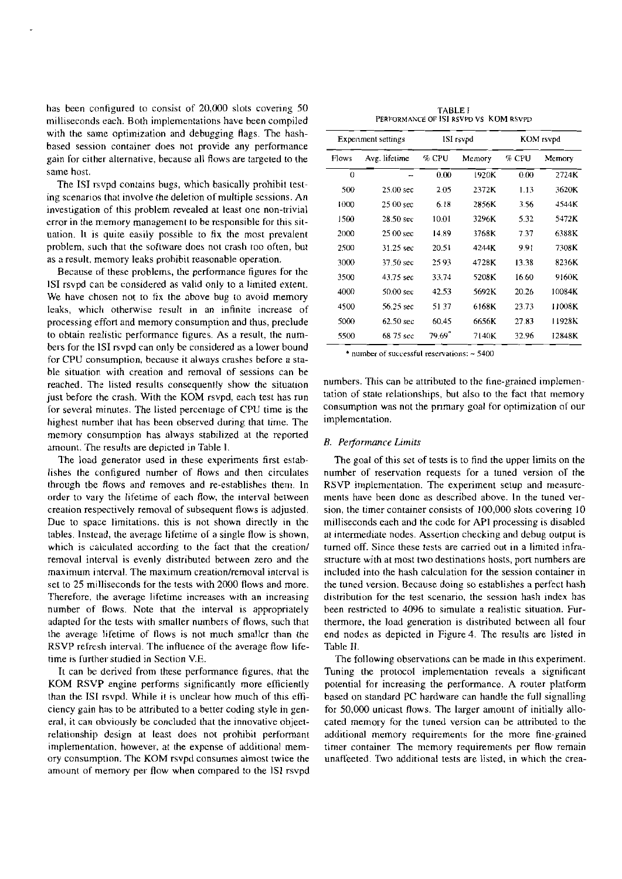has been configured to consist of 20,000 slots covering 50 milliseconds each. Both implementations have been compiled with the same optimization and debugging flags. The hash-based session container does not provide any performance gain for either alternative, because all flows are targeted to the same host.

The ISI rsvpd contains bugs, which basically prohibit testing scenarios that involve the deletion of multiple sessions. An investigation of this problem revealed at least one non-trivial error in the memory management to be responsible for this situation. It is quite easily possible to fix the most prevalent problem, such that the software does not crash too often, but as a result, memory leaks prohibit reasonable operation.

Because of these problems, the performance figures for the ISI rsvpd can be considered as valid only to a limited extent. We have chosen not to fix the above bug to avoid memory leaks, which otherwise result in an infinite increase of processing effort and memory consumption and thus, preclude to obtain realistic performance figures. As a result, the numbers for the ISI rsvpd can only be considered as a lower bound for CPU consumption, because it always crashes before a stable situation with creation and removal of sessions can be reached. The listed results consequently show the situation just before the crash. With the KOM rsvpd, each test has run for several minutes. The listed percentage of CPU time is the highest number that has been observed during that time. The memory consumption has always stabilized at the reported amount. The results are depicted in Table I.

The load generator used in these experiments first establishes the configured number of flows and then circulates through the flows and removes and re-establishes them. In order to vary the lifetime of each flow, the interval between creation respectively removal of subsequent flows is adjusted. Due to space limitations, this is not shown directly in the tables. Instead, the average lifetime of a single flow is shown, which is calculated according to the fact that the creation/removal interval is evenly distributed between zero and the maximum interval. The maximum creation/removal interval is set to 25 milliseconds for the tests with 2000 flows and more. Therefore, the average lifetime increases with an increasing number of flows. Note that the interval is appropriately adapted for the tests with smaller numbers of flows, such that the average lifetime of flows is not much smaller than the RSVP refresh interval. The influence of the average flow lifetime is further studied in Section V.E.

It can be derived from these performance figures, that the KOM RSVP engine performs significantly more efficiently than the ISI rsvpd. While it is unclear how much of this efficiency gain has to be attributed to a better coding style in general, it can obviously be concluded that the innovative object-relationship design at least does not prohibit performant implementation, however, at the expense of additional memory consumption. The KOM rsvpd consumes almost twice the amount of memory per flow when compared to the ISI rsvpd

TABLE I
PERFORMANCE OF ISI RSVPD VS KOM RSVPD

| Experiment settings | | ISI rsvpd | | KOM rsvpd | |
|---|---|---|---|---|---|
| Flows | Avg. lifetime | % CPU | Memory | % CPU | Memory |
| 0 | -- | 0.00 | 1920K | 0.00 | 2724K |
| 500 | 25.00 sec | 2.05 | 2372K | 1.13 | 3620K |
| 1000 | 25.00 sec | 6.18 | 2856K | 3.56 | 4544K |
| 1500 | 28.50 sec | 10.01 | 3296K | 5.32 | 5472K |
| 2000 | 25.00 sec | 14.89 | 3768K | 7.37 | 6388K |
| 2500 | 31.25 sec | 20.51 | 4244K | 9.91 | 7308K |
| 3000 | 37.50 sec | 25.93 | 4728K | 13.38 | 8236K |
| 3500 | 43.75 sec | 33.74 | 5208K | 16.60 | 9160K |
| 4000 | 50.00 sec | 42.53 | 5692K | 20.26 | 10084K |
| 4500 | 56.25 sec | 51.37 | 6168K | 23.73 | 11008K |
| 5000 | 62.50 sec | 60.45 | 6656K | 27.83 | 11928K |
| 5500 | 68.75 sec | 79.69* | 7140K | 32.96 | 12848K |

* number of successful reservations: ~ 5400

numbers. This can be attributed to the fine-grained implementation of state relationships, but also to the fact that memory consumption was not the primary goal for optimization of our implementation.

### *B. Performance Limits*

The goal of this set of tests is to find the upper limits on the number of reservation requests for a tuned version of the RSVP implementation. The experiment setup and measurements have been done as described above. In the tuned version, the timer container consists of 100,000 slots covering 10 milliseconds each and the code for API processing is disabled at intermediate nodes. Assertion checking and debug output is turned off. Since these tests are carried out in a limited infrastructure with at most two destinations hosts, port numbers are included into the hash calculation for the session container in the tuned version. Because doing so establishes a perfect hash distribution for the test scenario, the session hash index has been restricted to 4096 to simulate a realistic situation. Furthermore, the load generation is distributed between all four end nodes as depicted in Figure 4. The results are listed in Table II.

The following observations can be made in this experiment. Tuning the protocol implementation reveals a significant potential for increasing the performance. A router platform based on standard PC hardware can handle the full signalling for 50,000 unicast flows. The larger amount of initially allocated memory for the tuned version can be attributed to the additional memory requirements for the more fine-grained timer container. The memory requirements per flow remain unaffected. Two additional tests are listed, in which the crea-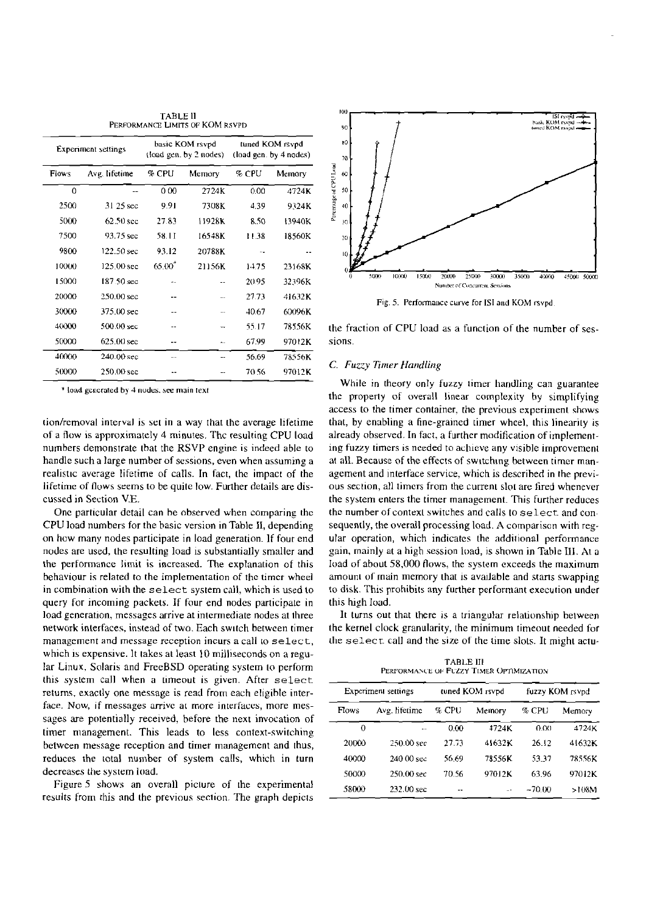TABLE II
PERFORMANCE LIMITS OF KOM RSVPD

| Experiment settings | | basic KOM rsvpd (load gen. by 2 nodes) | | tuned KOM rsvpd (load gen. by 4 nodes) | |
|---|---|---|---|---|---|
| Flows | Avg. lifetime | % CPU | Memory | % CPU | Memory |
| 0 | -- | 0.00 | 2724K | 0.00 | 4724K |
| 2500 | 31.25 sec | 9.91 | 7308K | 4.39 | 9324K |
| 5000 | 62.50 sec | 27.83 | 11928K | 8.50 | 13940K |
| 7500 | 93.75 sec | 58.11 | 16548K | 11.38 | 18560K |
| 9800 | 122.50 sec | 93.12 | 20788K | -- | -- |
| 10000 | 125.00 sec | 65.00* | 21156K | 14.75 | 23168K |
| 15000 | 187.50 sec | -- | -- | 20.95 | 32396K |
| 20000 | 250.00 sec | -- | -- | 27.73 | 41632K |
| 30000 | 375.00 sec | -- | -- | 40.67 | 60096K |
| 40000 | 500.00 sec | -- | -- | 55.17 | 78556K |
| 50000 | 625.00 sec | -- | -- | 67.99 | 97012K |
| 40000 | 240.00 sec | -- | -- | 56.69 | 78556K |
| 50000 | 250.00 sec | -- | -- | 70.56 | 97012K |

* load generated by 4 nodes, see main text

tion/removal interval is set in a way that the average lifetime of a flow is approximately 4 minutes. The resulting CPU load numbers demonstrate that the RSVP engine is indeed able to handle such a large number of sessions, even when assuming a realistic average lifetime of calls. In fact, the impact of the lifetime of flows seems to be quite low. Further details are discussed in Section V.E.

One particular detail can be observed when comparing the CPU load numbers for the basic version in Table II, depending on how many nodes participate in load generation. If four end nodes are used, the resulting load is substantially smaller and the performance limit is increased. The explanation of this behaviour is related to the implementation of the timer wheel in combination with the `select` system call, which is used to query for incoming packets. If four end nodes participate in load generation, messages arrive at intermediate nodes at three network interfaces, instead of two. Each switch between timer management and message reception incurs a call to `select`, which is expensive. It takes at least 10 milliseconds on a regular Linux, Solaris and FreeBSD operating system to perform this system call when a timeout is given. After `select` returns, exactly one message is read from each eligible interface. Now, if messages arrive at more interfaces, more messages are potentially received, before the next invocation of timer management. This leads to less context-switching between message reception and timer management and thus, reduces the total number of system calls, which in turn decreases the system load.

Figure 5 shows an overall picture of the experimental results from this and the previous section. The graph depicts the fraction of CPU load as a function of the number of sessions.

Fig. 5. Performance curve for ISI and KOM rsvpd.

### C. Fuzzy Timer Handling

While in theory only fuzzy timer handling can guarantee the property of overall linear complexity by simplifying access to the timer container, the previous experiment shows that, by enabling a fine-grained timer wheel, this linearity is already observed. In fact, a further modification of implementing fuzzy timers is needed to achieve any visible improvement at all. Because of the effects of switching between timer management and interface service, which is described in the previous section, all timers from the current slot are fired whenever the system enters the timer management. This further reduces the number of context switches and calls to `select` and consequently, the overall processing load. A comparison with regular operation, which indicates the additional performance gain, mainly at a high session load, is shown in Table III. At a load of about 58,000 flows, the system exceeds the maximum amount of main memory that is available and starts swapping to disk. This prohibits any further performant execution under this high load.

It turns out that there is a triangular relationship between the kernel clock granularity, the minimum timeout needed for the `select` call and the size of the time slots. It might actu-

TABLE III
PERFORMANCE OF FUZZY TIMER OPTIMIZATION

| Experiment settings | | tuned KOM rsvpd | | fuzzy KOM rsvpd | |
|---|---|---|---|---|---|
| Flows | Avg. lifetime | % CPU | Memory | % CPU | Memory |
| 0 | -- | 0.00 | 4724K | 0.00 | 4724K |
| 20000 | 250.00 sec | 27.73 | 41632K | 26.12 | 41632K |
| 40000 | 240.00 sec | 56.69 | 78556K | 53.37 | 78556K |
| 50000 | 250.00 sec | 70.56 | 97012K | 63.96 | 97012K |
| 58000 | 232.00 sec | -- | -- | ~70.00 | >108M |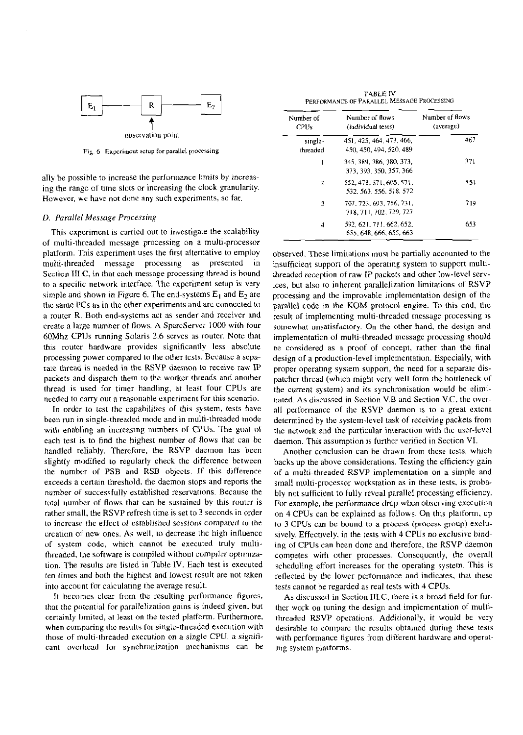$E_1$ —— R —— $E_2$

observation point

Fig. 6 Experiment setup for parallel processing

ally be possible to increase the performance limits by increasing the range of time slots or increasing the clock granularity. However, we have not done any such experiments, so far.

### D. Parallel Message Processing

This experiment is carried out to investigate the scalability of multi-threaded message processing on a multi-processor platform. This experiment uses the first alternative to employ multi-threaded message processing as presented in Section III.C, in that each message processing thread is bound to a specific network interface. The experiment setup is very simple and shown in Figure 6. The end-systems $E_1$ and $E_2$ are the same PCs as in the other experiments and are connected to a router R. Both end-systems act as sender and receiver and create a large number of flows. A SparcServer 1000 with four 60Mhz CPUs running Solaris 2.6 serves as router. Note that this router hardware provides significantly less absolute processing power compared to the other tests. Because a separate thread is needed in the RSVP daemon to receive raw IP packets and dispatch them to the worker threads and another thread is used for timer handling, at least four CPUs are needed to carry out a reasonable experiment for this scenario.

In order to test the capabilities of this system, tests have been run in single-threaded mode and in multi-threaded mode with enabling an increasing numbers of CPUs. The goal of each test is to find the highest number of flows that can be handled reliably. Therefore, the RSVP daemon has been slightly modified to regularly check the difference between the number of PSB and RSB objects. If this difference exceeds a certain threshold, the daemon stops and reports the number of successfully established reservations. Because the total number of flows that can be sustained by this router is rather small, the RSVP refresh time is set to 3 seconds in order to increase the effect of established sessions compared to the creation of new ones. As well, to decrease the high influence of system code, which cannot be executed truly multi-threaded, the software is compiled without compiler optimization. The results are listed in Table IV. Each test is executed ten times and both the highest and lowest result are not taken into account for calculating the average result.

It becomes clear from the resulting performance figures, that the potential for parallelization gains is indeed given, but certainly limited, at least on the tested platform. Furthermore, when comparing the results for single-threaded execution with those of multi-threaded execution on a single CPU, a significant overhead for synchronization mechanisms can be

TABLE IV
PERFORMANCE OF PARALLEL MESSAGE PROCESSING

| Number of CPUs | Number of flows (individual tests) | Number of flows (average) |
|---|---|---|
| single-threaded | 451, 425, 464, 473, 466, 450, 450, 494, 520, 489 | 467 |
| 1 | 345, 389, 386, 380, 373, 373, 393, 350, 357, 366 | 371 |
| 2 | 552, 478, 571, 605, 571, 532, 563, 556, 518, 572 | 554 |
| 3 | 707, 723, 693, 756, 731, 718, 711, 702, 729, 727 | 719 |
| 4 | 592, 621, 711, 662, 652, 655, 648, 666, 655, 663 | 653 |

observed. These limitations must be partially accounted to the insufficient support of the operating system to support multi-threaded reception of raw IP packets and other low-level services, but also to inherent parallelization limitations of RSVP processing and the improvable implementation design of the parallel code in the KOM protocol engine. To this end, the result of implementing multi-threaded message processing is somewhat unsatisfactory. On the other hand, the design and implementation of multi-threaded message processing should be considered as a proof of concept, rather than the final design of a production-level implementation. Especially, with proper operating system support, the need for a separate dispatcher thread (which might very well form the bottleneck of the current system) and its synchronisation would be eliminated. As discussed in Section V.B and Section V.C, the overall performance of the RSVP daemon is to a great extent determined by the system-level task of receiving packets from the network and the particular interaction with the user-level daemon. This assumption is further verified in Section VI.

Another conclusion can be drawn from these tests, which backs up the above considerations. Testing the efficiency gain of a multi-threaded RSVP implementation on a simple and small multi-processor workstation as in these tests, is probably not sufficient to fully reveal parallel processing efficiency. For example, the performance drop when observing execution on 4 CPUs can be explained as follows. On this platform, up to 3 CPUs can be bound to a process (process group) exclusively. Effectively, in the tests with 4 CPUs no exclusive binding of CPUs can been done and therefore, the RSVP daemon competes with other processes. Consequently, the overall scheduling effort increases for the operating system. This is reflected by the lower performance and indicates, that these tests cannot be regarded as real tests with 4 CPUs.

As discussed in Section III.C, there is a broad field for further work on tuning the design and implementation of multi-threaded RSVP operations. Additionally, it would be very desirable to compare the results obtained during these tests with performance figures from different hardware and operating system platforms.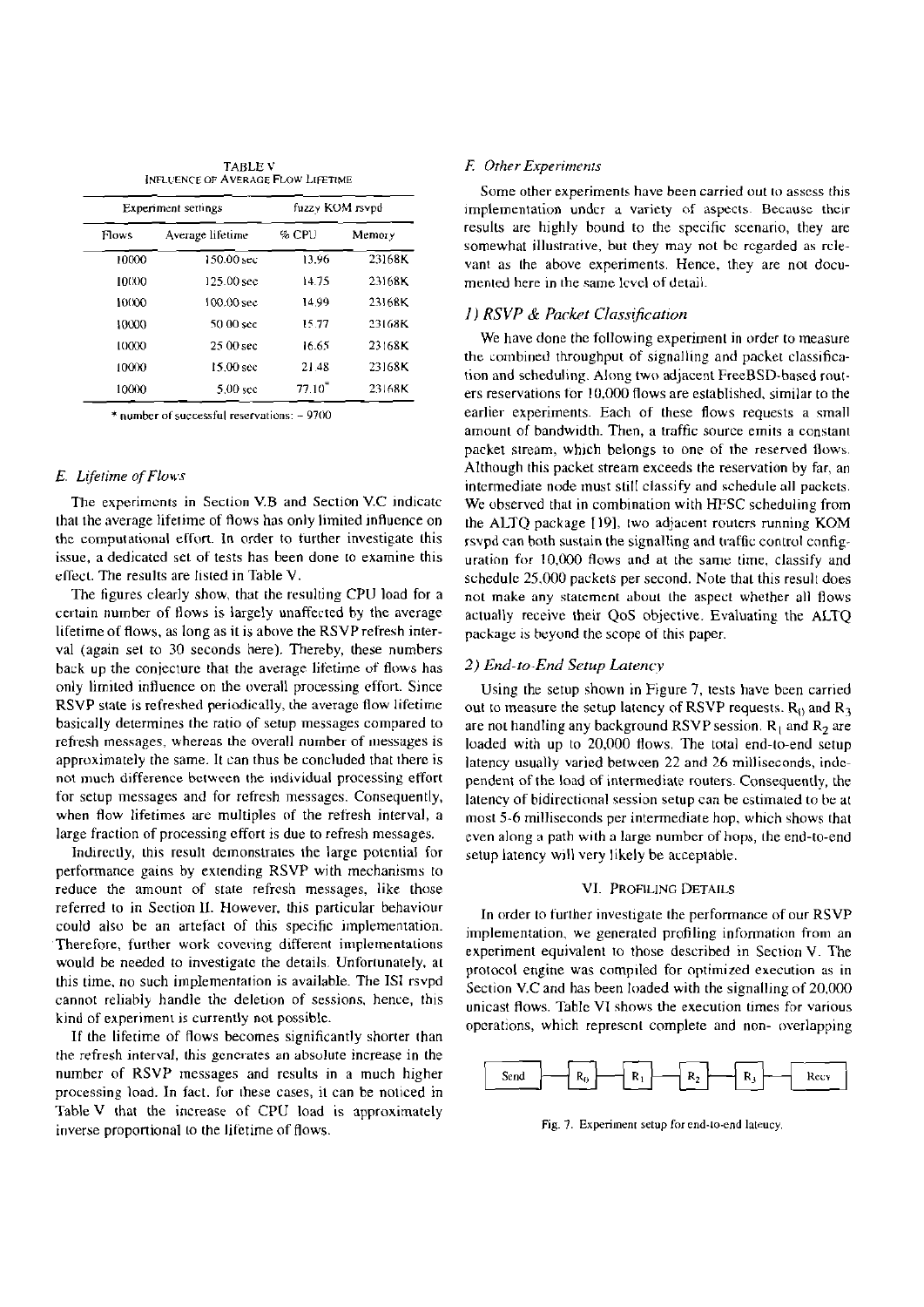TABLE V
INFLUENCE OF AVERAGE FLOW LIFETIME

| Experiment settings | | fuzzy KOM rsvpd | |
|---|---|---|---|
| Flows | Average lifetime | % CPU | Memory |
| 10000 | 150.00 sec | 13.96 | 23168K |
| 10000 | 125.00 sec | 14.75 | 23168K |
| 10000 | 100.00 sec | 14.99 | 23168K |
| 10000 | 50.00 sec | 15.77 | 23168K |
| 10000 | 25.00 sec | 16.65 | 23168K |
| 10000 | 15.00 sec | 21.48 | 23168K |
| 10000 | 5.00 sec | 77.10* | 23168K |

\* number of successful reservations: ~ 9700

### *E. Lifetime of Flows*

The experiments in Section V.B and Section V.C indicate that the average lifetime of flows has only limited influence on the computational effort. In order to further investigate this issue, a dedicated set of tests has been done to examine this effect. The results are listed in Table V.

The figures clearly show, that the resulting CPU load for a certain number of flows is largely unaffected by the average lifetime of flows, as long as it is above the RSVP refresh interval (again set to 30 seconds here). Thereby, these numbers back up the conjecture that the average lifetime of flows has only limited influence on the overall processing effort. Since RSVP state is refreshed periodically, the average flow lifetime basically determines the ratio of setup messages compared to refresh messages, whereas the overall number of messages is approximately the same. It can thus be concluded that there is not much difference between the individual processing effort for setup messages and for refresh messages. Consequently, when flow lifetimes are multiples of the refresh interval, a large fraction of processing effort is due to refresh messages.

Indirectly, this result demonstrates the large potential for performance gains by extending RSVP with mechanisms to reduce the amount of state refresh messages, like those referred to in Section II. However, this particular behaviour could also be an artefact of this specific implementation. Therefore, further work covering different implementations would be needed to investigate the details. Unfortunately, at this time, no such implementation is available. The ISI rsvpd cannot reliably handle the deletion of sessions, hence, this kind of experiment is currently not possible.

If the lifetime of flows becomes significantly shorter than the refresh interval, this generates an absolute increase in the number of RSVP messages and results in a much higher processing load. In fact, for these cases, it can be noticed in Table V that the increase of CPU load is approximately inverse proportional to the lifetime of flows.

### *F. Other Experiments*

Some other experiments have been carried out to assess this implementation under a variety of aspects. Because their results are highly bound to the specific scenario, they are somewhat illustrative, but they may not be regarded as relevant as the above experiments. Hence, they are not documented here in the same level of detail.

#### *1) RSVP & Packet Classification*

We have done the following experiment in order to measure the combined throughput of signalling and packet classification and scheduling. Along two adjacent FreeBSD-based routers reservations for 10,000 flows are established, similar to the earlier experiments. Each of these flows requests a small amount of bandwidth. Then, a traffic source emits a constant packet stream, which belongs to one of the reserved flows. Although this packet stream exceeds the reservation by far, an intermediate node must still classify and schedule all packets. We observed that in combination with HFSC scheduling from the ALTQ package [19], two adjacent routers running KOM rsvpd can both sustain the signalling and traffic control configuration for 10,000 flows and at the same time, classify and schedule 25,000 packets per second. Note that this result does not make any statement about the aspect whether all flows actually receive their QoS objective. Evaluating the ALTQ package is beyond the scope of this paper.

#### *2) End-to-End Setup Latency*

Using the setup shown in Figure 7, tests have been carried out to measure the setup latency of RSVP requests. $R_0$ and $R_3$ are not handling any background RSVP session. $R_1$ and $R_2$ are loaded with up to 20,000 flows. The total end-to-end setup latency usually varied between 22 and 26 milliseconds, independent of the load of intermediate routers. Consequently, the latency of bidirectional session setup can be estimated to be at most 5-6 milliseconds per intermediate hop, which shows that even along a path with a large number of hops, the end-to-end setup latency will very likely be acceptable.

## VI. PROFILING DETAILS

In order to further investigate the performance of our RSVP implementation, we generated profiling information from an experiment equivalent to those described in Section V. The protocol engine was compiled for optimized execution as in Section V.C and has been loaded with the signalling of 20,000 unicast flows. Table VI shows the execution times for various operations, which represent complete and non- overlapping

Send — $R_0$ — $R_1$ — $R_2$ — $R_3$ — Recv

Fig. 7. Experiment setup for end-to-end latency.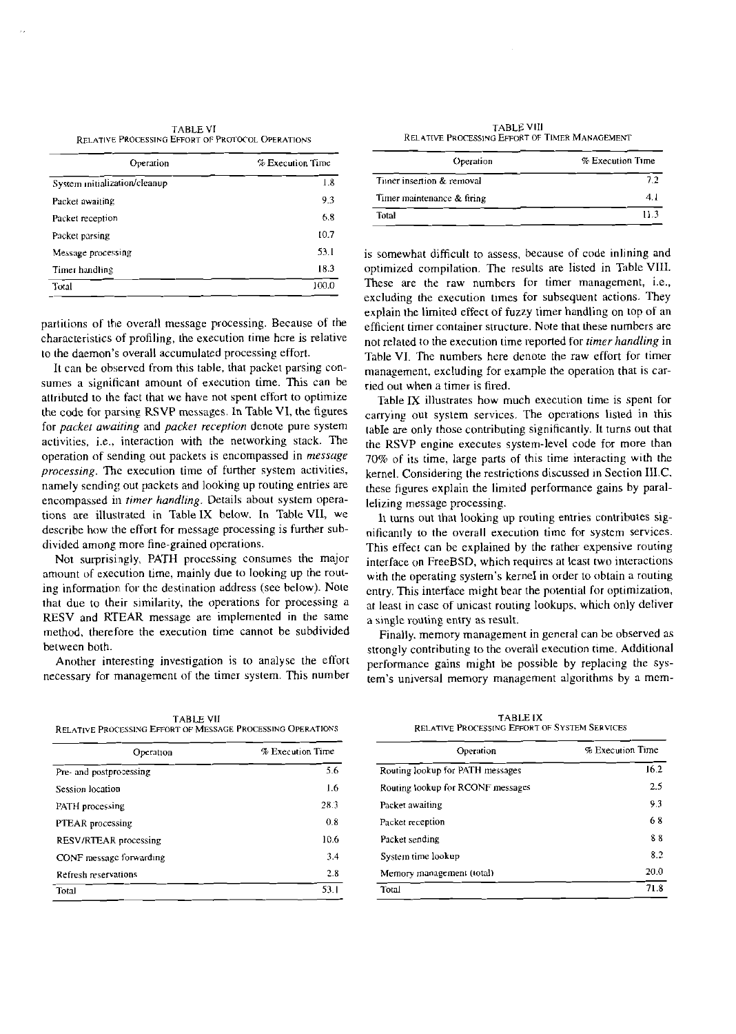TABLE VI
RELATIVE PROCESSING EFFORT OF PROTOCOL OPERATIONS

| Operation | % Execution Time |
|---|---|
| System initialization/cleanup | 1.8 |
| Packet awaiting | 9.3 |
| Packet reception | 6.8 |
| Packet parsing | 10.7 |
| Message processing | 53.1 |
| Timer handling | 18.3 |
| Total | 100.0 |

partitions of the overall message processing. Because of the characteristics of profiling, the execution time here is relative to the daemon's overall accumulated processing effort.

It can be observed from this table, that packet parsing consumes a significant amount of execution time. This can be attributed to the fact that we have not spent effort to optimize the code for parsing RSVP messages. In Table VI, the figures for *packet awaiting* and *packet reception* denote pure system activities, i.e., interaction with the networking stack. The operation of sending out packets is encompassed in *message processing*. The execution time of further system activities, namely sending out packets and looking up routing entries are encompassed in *timer handling*. Details about system operations are illustrated in Table IX below. In Table VII, we describe how the effort for message processing is further subdivided among more fine-grained operations.

Not surprisingly, PATH processing consumes the major amount of execution time, mainly due to looking up the routing information for the destination address (see below). Note that due to their similarity, the operations for processing a RESV and RTEAR message are implemented in the same method, therefore the execution time cannot be subdivided between both.

Another interesting investigation is to analyse the effort necessary for management of the timer system. This number is somewhat difficult to assess, because of code inlining and optimized compilation. The results are listed in Table VIII. These are the raw numbers for timer management, i.e., excluding the execution times for subsequent actions. They explain the limited effect of fuzzy timer handling on top of an efficient timer container structure. Note that these numbers are not related to the execution time reported for *timer handling* in Table VI. The numbers here denote the raw effort for timer management, excluding for example the operation that is carried out when a timer is fired.

TABLE VIII
RELATIVE PROCESSING EFFORT OF TIMER MANAGEMENT

| Operation | % Execution Time |
|---|---|
| Timer insertion & removal | 7.2 |
| Timer maintenance & firing | 4.1 |
| Total | 11.3 |

Table IX illustrates how much execution time is spent for carrying out system services. The operations listed in this table are only those contributing significantly. It turns out that the RSVP engine executes system-level code for more than 70% of its time, large parts of this time interacting with the kernel. Considering the restrictions discussed in Section III.C, these figures explain the limited performance gains by parallelizing message processing.

It turns out that looking up routing entries contributes significantly to the overall execution time for system services. This effect can be explained by the rather expensive routing interface on FreeBSD, which requires at least two interactions with the operating system's kernel in order to obtain a routing entry. This interface might bear the potential for optimization, at least in case of unicast routing lookups, which only deliver a single routing entry as result.

Finally, memory management in general can be observed as strongly contributing to the overall execution time. Additional performance gains might be possible by replacing the system's universal memory management algorithms by a mem-

TABLE VII
RELATIVE PROCESSING EFFORT OF MESSAGE PROCESSING OPERATIONS

| Operation | % Execution Time |
|---|---|
| Pre- and postprocessing | 5.6 |
| Session location | 1.6 |
| PATH processing | 28.3 |
| PTEAR processing | 0.8 |
| RESV/RTEAR processing | 10.6 |
| CONF message forwarding | 3.4 |
| Refresh reservations | 2.8 |
| Total | 53.1 |

TABLE IX
RELATIVE PROCESSING EFFORT OF SYSTEM SERVICES

| Operation | % Execution Time |
|---|---|
| Routing lookup for PATH messages | 16.2 |
| Routing lookup for RCONF messages | 2.5 |
| Packet awaiting | 9.3 |
| Packet reception | 6.8 |
| Packet sending | 8.8 |
| System time lookup | 8.2 |
| Memory management (total) | 20.0 |
| Total | 71.8 |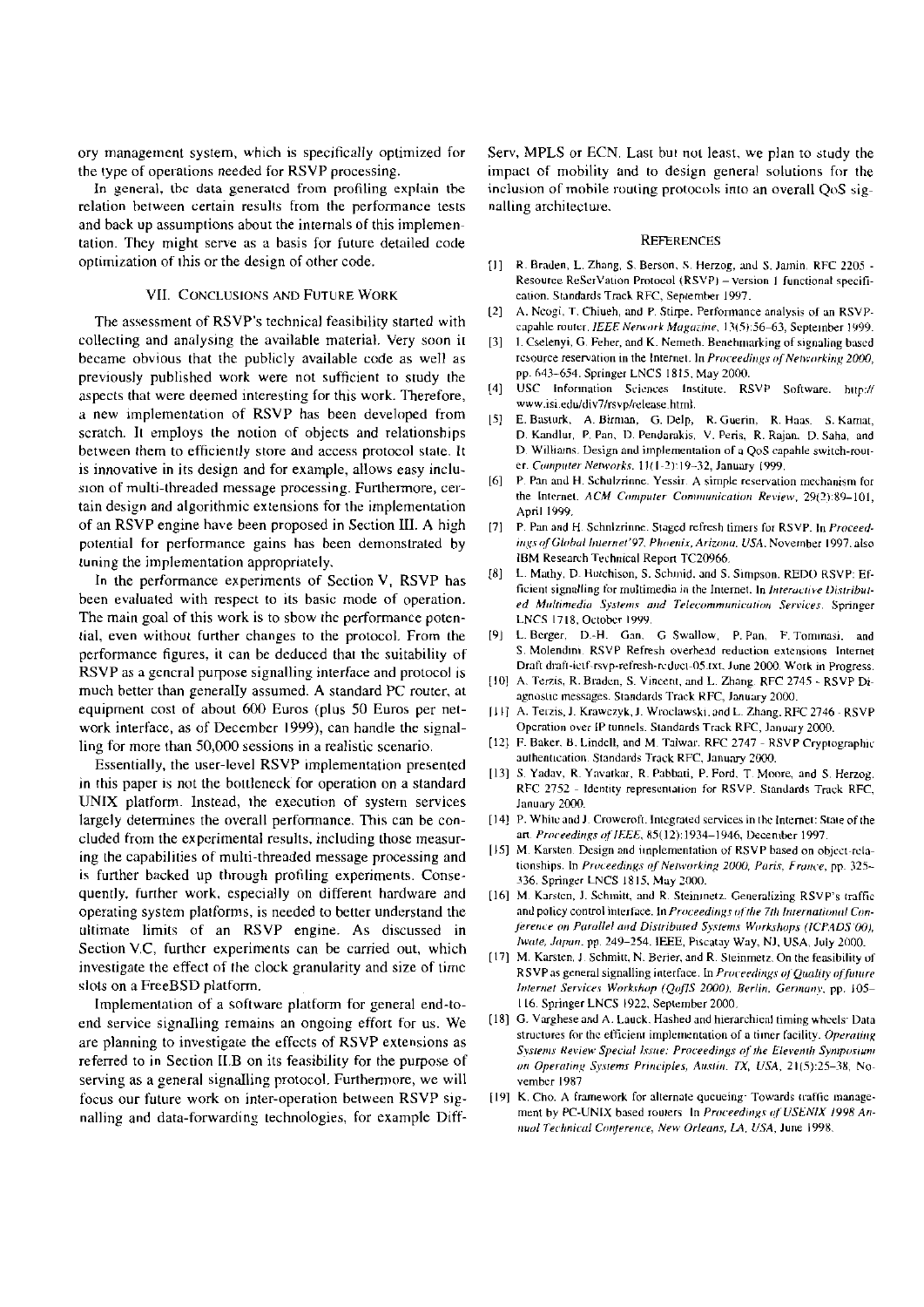ory management system, which is specifically optimized for the type of operations needed for RSVP processing.

In general, the data generated from profiling explain the relation between certain results from the performance tests and back up assumptions about the internals of this implementation. They might serve as a basis for future detailed code optimization of this or the design of other code.

## VII. Conclusions and Future Work

The assessment of RSVP's technical feasibility started with collecting and analysing the available material. Very soon it became obvious that the publicly available code as well as previously published work were not sufficient to study the aspects that were deemed interesting for this work. Therefore, a new implementation of RSVP has been developed from scratch. It employs the notion of objects and relationships between them to efficiently store and access protocol state. It is innovative in its design and for example, allows easy inclusion of multi-threaded message processing. Furthermore, certain design and algorithmic extensions for the implementation of an RSVP engine have been proposed in Section III. A high potential for performance gains has been demonstrated by tuning the implementation appropriately.

In the performance experiments of Section V, RSVP has been evaluated with respect to its basic mode of operation. The main goal of this work is to show the performance potential, even without further changes to the protocol. From the performance figures, it can be deduced that the suitability of RSVP as a general purpose signalling interface and protocol is much better than generally assumed. A standard PC router, at equipment cost of about 600 Euros (plus 50 Euros per network interface, as of December 1999), can handle the signalling for more than 50,000 sessions in a realistic scenario.

Essentially, the user-level RSVP implementation presented in this paper is not the bottleneck for operation on a standard UNIX platform. Instead, the execution of system services largely determines the overall performance. This can be concluded from the experimental results, including those measuring the capabilities of multi-threaded message processing and is further backed up through profiling experiments. Consequently, further work, especially on different hardware and operating system platforms, is needed to better understand the ultimate limits of an RSVP engine. As discussed in Section V.C, further experiments can be carried out, which investigate the effect of the clock granularity and size of time slots on a FreeBSD platform.

Implementation of a software platform for general end-to-end service signalling remains an ongoing effort for us. We are planning to investigate the effects of RSVP extensions as referred to in Section II.B on its feasibility for the purpose of serving as a general signalling protocol. Furthermore, we will focus our future work on inter-operation between RSVP signalling and data-forwarding technologies, for example Diff-Serv, MPLS or ECN. Last but not least, we plan to study the impact of mobility and to design general solutions for the inclusion of mobile routing protocols into an overall QoS signalling architecture.

## References

[1] R. Braden, L. Zhang, S. Berson, S. Herzog, and S. Jamin. RFC 2205 - Resource ReSerVation Protocol (RSVP) – Version 1 Functional Specification. Standards Track RFC, September 1997.

[2] A. Neogi, T. Chiueh, and P. Stirpe. Performance analysis of an RSVP-capable router. *IEEE Network Magazine*, 13(5):56–63, September 1999.

[3] I. Cselenyi, G. Feher, and K. Nemeth. Benchmarking of signaling based resource reservation in the Internet. In *Proceedings of Networking 2000*, pp. 643–654. Springer LNCS 1815, May 2000.

[4] USC Information Sciences Institute. RSVP Software. http://www.isi.edu/div7/rsvp/release.html.

[5] E. Basturk, A. Birman, G. Delp, R. Guerin, R. Haas, S. Kamat, D. Kandlur, P. Pan, D. Pendarakis, V. Peris, R. Rajan, D. Saha, and D. Williams. Design and implementation of a QoS capable switch-router. *Computer Networks*, 11(1-2):19–32, January 1999.

[6] P. Pan and H. Schulzrinne. Yessir: A simple reservation mechanism for the Internet. *ACM Computer Communication Review*, 29(2):89–101, April 1999.

[7] P. Pan and H. Schulzrinne. Staged refresh timers for RSVP. In *Proceedings of Global Internet'97, Phoenix, Arizona, USA*. November 1997. also IBM Research Technical Report TC20966.

[8] L. Mathy, D. Hutchison, S. Schmid, and S. Simpson. REDO RSVP: Efficient signalling for multimedia in the Internet. In *Interactive Distributed Multimedia Systems and Telecommunication Services*. Springer LNCS 1718, October 1999.

[9] L. Berger, D.-H. Gan, G. Swallow, P. Pan, F. Tommasi, and S. Molendini. RSVP Refresh overhead reduction extensions. Internet Draft draft-ietf-rsvp-refresh-reduct-05.txt, June 2000. Work in Progress.

[10] A. Terzis, R. Braden, S. Vincent, and L. Zhang. RFC 2745 - RSVP Diagnostic messages. Standards Track RFC, January 2000.

[11] A. Terzis, J. Krawczyk, J. Wroclawski, and L. Zhang. RFC 2746 - RSVP Operation over IP tunnels. Standards Track RFC, January 2000.

[12] F. Baker, B. Lindell, and M. Talwar. RFC 2747 - RSVP Cryptographic authentication. Standards Track RFC, January 2000.

[13] S. Yadav, R. Yavatkar, R. Pabbati, P. Ford, T. Moore, and S. Herzog. RFC 2752 - Identity representation for RSVP. Standards Track RFC, January 2000.

[14] P. White and J. Crowcroft. Integrated services in the Internet: State of the art. *Proceedings of IEEE*, 85(12):1934–1946, December 1997.

[15] M. Karsten. Design and implementation of RSVP based on object-relationships. In *Proceedings of Networking 2000, Paris, France*, pp. 325–336. Springer LNCS 1815, May 2000.

[16] M. Karsten, J. Schmitt, and R. Steinmetz. Generalizing RSVP's traffic and policy control interface. In *Proceedings of the 7th International Conference on Parallel and Distributed Systems Workshops (ICPADS'00), Iwate, Japan*. pp. 249–254. IEEE, Piscatay Way, NJ, USA, July 2000.

[17] M. Karsten, J. Schmitt, N. Berier, and R. Steinmetz. On the feasibility of RSVP as general signalling interface. In *Proceedings of Quality of future Internet Services Workshop (QofIS 2000), Berlin, Germany*, pp. 105–116. Springer LNCS 1922, September 2000.

[18] G. Varghese and A. Lauck. Hashed and hierarchical timing wheels: Data structures for the efficient implementation of a timer facility. *Operating Systems Review Special Issue: Proceedings of the Eleventh Symposium on Operating Systems Principles, Austin, TX, USA*, 21(5):25–38, November 1987.

[19] K. Cho. A framework for alternate queueing: Towards traffic management by PC-UNIX based routers. In *Proceedings of USENIX 1998 Annual Technical Conference, New Orleans, LA, USA*, June 1998.